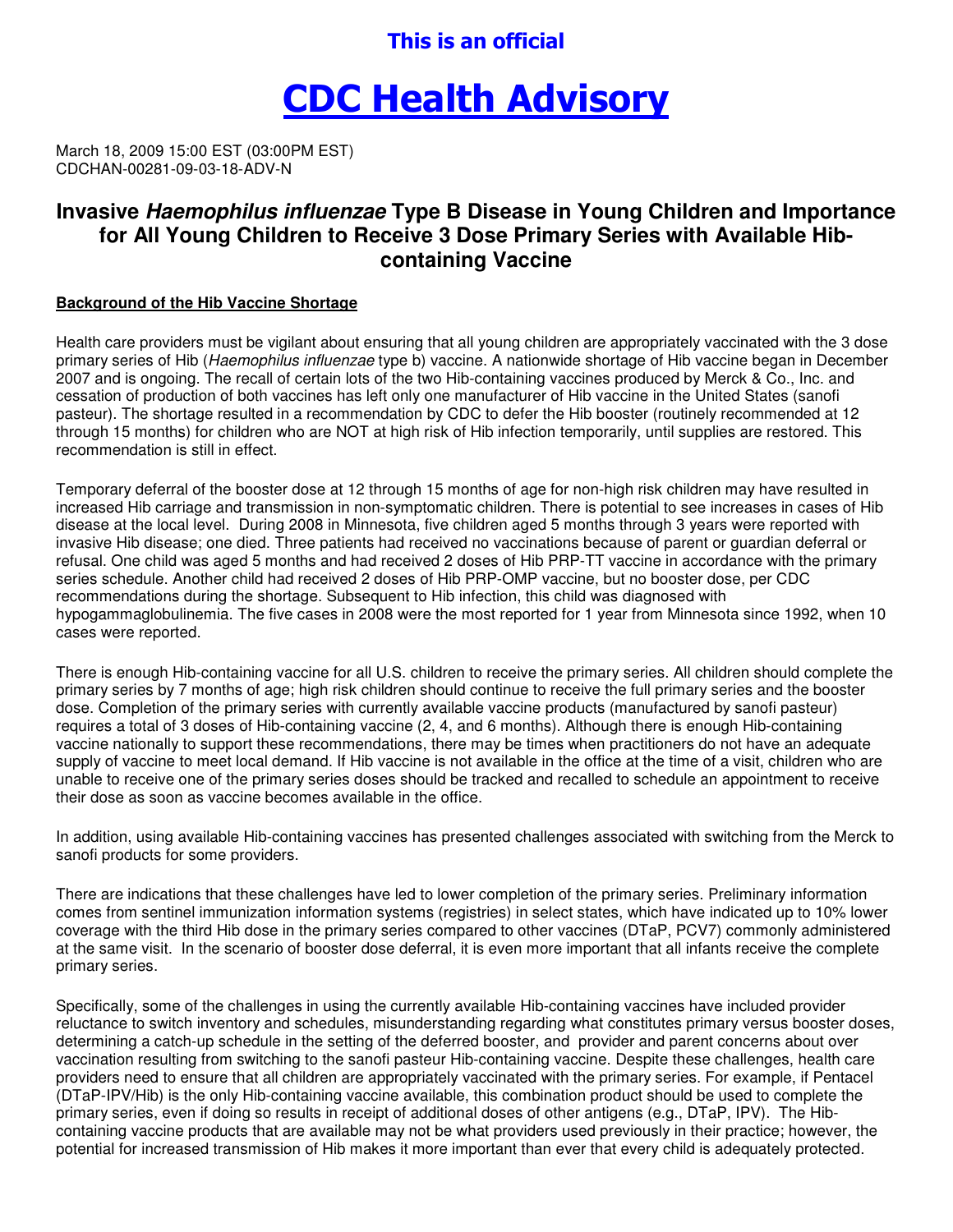This is an official

# CDC Health Advisory

March 18, 2009 15:00 EST (03:00PM EST)
CDCHAN-00281-09-03-18-ADV-N

## Invasive *Haemophilus influenzae* Type B Disease in Young Children and Importance for All Young Children to Receive 3 Dose Primary Series with Available Hib-containing Vaccine

**Background of the Hib Vaccine Shortage**

Health care providers must be vigilant about ensuring that all young children are appropriately vaccinated with the 3 dose primary series of Hib (*Haemophilus influenzae* type b) vaccine. A nationwide shortage of Hib vaccine began in December 2007 and is ongoing. The recall of certain lots of the two Hib-containing vaccines produced by Merck & Co., Inc. and cessation of production of both vaccines has left only one manufacturer of Hib vaccine in the United States (sanofi pasteur). The shortage resulted in a recommendation by CDC to defer the Hib booster (routinely recommended at 12 through 15 months) for children who are NOT at high risk of Hib infection temporarily, until supplies are restored. This recommendation is still in effect.

Temporary deferral of the booster dose at 12 through 15 months of age for non-high risk children may have resulted in increased Hib carriage and transmission in non-symptomatic children. There is potential to see increases in cases of Hib disease at the local level. During 2008 in Minnesota, five children aged 5 months through 3 years were reported with invasive Hib disease; one died. Three patients had received no vaccinations because of parent or guardian deferral or refusal. One child was aged 5 months and had received 2 doses of Hib PRP-TT vaccine in accordance with the primary series schedule. Another child had received 2 doses of Hib PRP-OMP vaccine, but no booster dose, per CDC recommendations during the shortage. Subsequent to Hib infection, this child was diagnosed with hypogammaglobulinemia. The five cases in 2008 were the most reported for 1 year from Minnesota since 1992, when 10 cases were reported.

There is enough Hib-containing vaccine for all U.S. children to receive the primary series. All children should complete the primary series by 7 months of age; high risk children should continue to receive the full primary series and the booster dose. Completion of the primary series with currently available vaccine products (manufactured by sanofi pasteur) requires a total of 3 doses of Hib-containing vaccine (2, 4, and 6 months). Although there is enough Hib-containing vaccine nationally to support these recommendations, there may be times when practitioners do not have an adequate supply of vaccine to meet local demand. If Hib vaccine is not available in the office at the time of a visit, children who are unable to receive one of the primary series doses should be tracked and recalled to schedule an appointment to receive their dose as soon as vaccine becomes available in the office.

In addition, using available Hib-containing vaccines has presented challenges associated with switching from the Merck to sanofi products for some providers.

There are indications that these challenges have led to lower completion of the primary series. Preliminary information comes from sentinel immunization information systems (registries) in select states, which have indicated up to 10% lower coverage with the third Hib dose in the primary series compared to other vaccines (DTaP, PCV7) commonly administered at the same visit. In the scenario of booster dose deferral, it is even more important that all infants receive the complete primary series.

Specifically, some of the challenges in using the currently available Hib-containing vaccines have included provider reluctance to switch inventory and schedules, misunderstanding regarding what constitutes primary versus booster doses, determining a catch-up schedule in the setting of the deferred booster, and provider and parent concerns about over vaccination resulting from switching to the sanofi pasteur Hib-containing vaccine. Despite these challenges, health care providers need to ensure that all children are appropriately vaccinated with the primary series. For example, if Pentacel (DTaP-IPV/Hib) is the only Hib-containing vaccine available, this combination product should be used to complete the primary series, even if doing so results in receipt of additional doses of other antigens (e.g., DTaP, IPV). The Hib-containing vaccine products that are available may not be what providers used previously in their practice; however, the potential for increased transmission of Hib makes it more important than ever that every child is adequately protected.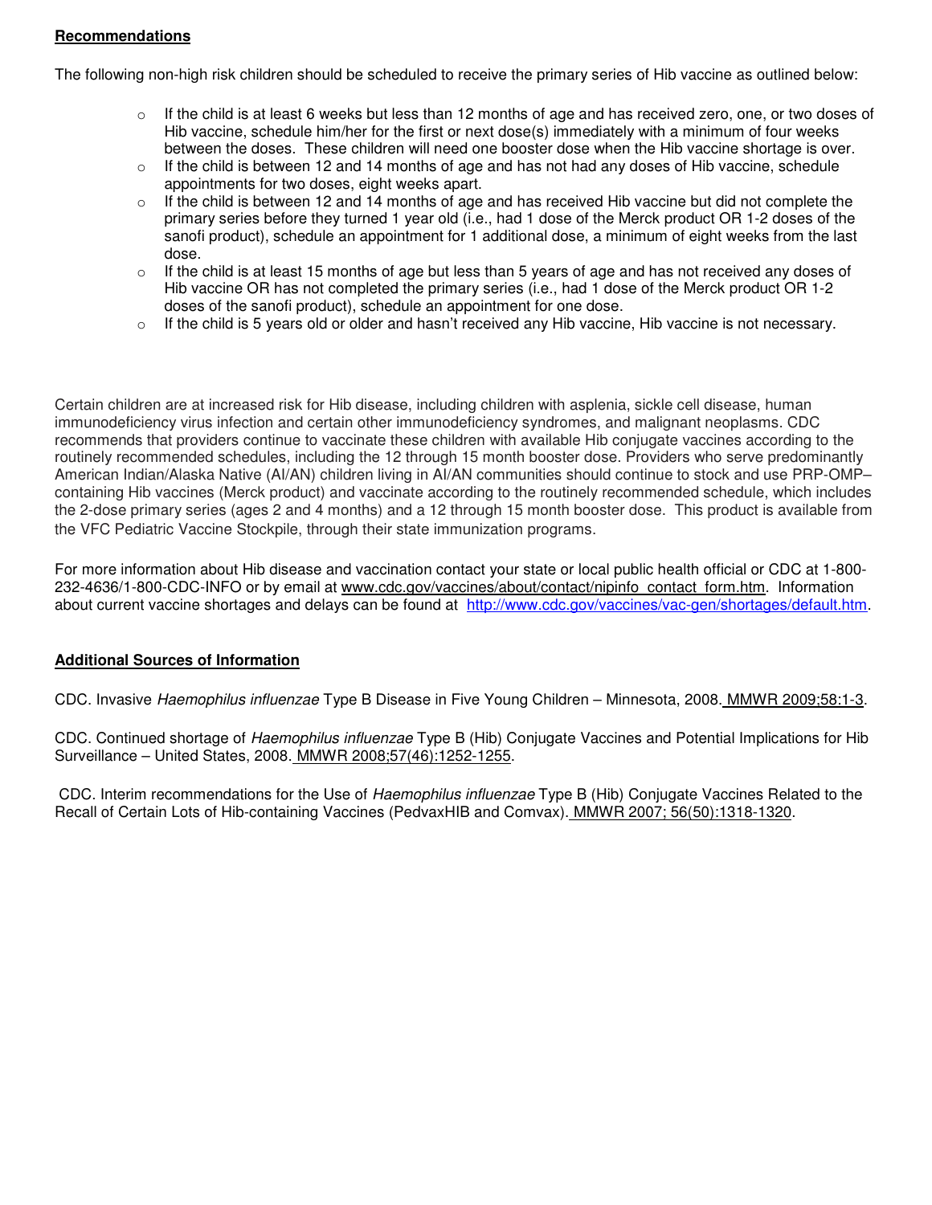**Recommendations**

The following non-high risk children should be scheduled to receive the primary series of Hib vaccine as outlined below:

- If the child is at least 6 weeks but less than 12 months of age and has received zero, one, or two doses of Hib vaccine, schedule him/her for the first or next dose(s) immediately with a minimum of four weeks between the doses. These children will need one booster dose when the Hib vaccine shortage is over.
- If the child is between 12 and 14 months of age and has not had any doses of Hib vaccine, schedule appointments for two doses, eight weeks apart.
- If the child is between 12 and 14 months of age and has received Hib vaccine but did not complete the primary series before they turned 1 year old (i.e., had 1 dose of the Merck product OR 1-2 doses of the sanofi product), schedule an appointment for 1 additional dose, a minimum of eight weeks from the last dose.
- If the child is at least 15 months of age but less than 5 years of age and has not received any doses of Hib vaccine OR has not completed the primary series (i.e., had 1 dose of the Merck product OR 1-2 doses of the sanofi product), schedule an appointment for one dose.
- If the child is 5 years old or older and hasn't received any Hib vaccine, Hib vaccine is not necessary.

Certain children are at increased risk for Hib disease, including children with asplenia, sickle cell disease, human immunodeficiency virus infection and certain other immunodeficiency syndromes, and malignant neoplasms. CDC recommends that providers continue to vaccinate these children with available Hib conjugate vaccines according to the routinely recommended schedules, including the 12 through 15 month booster dose. Providers who serve predominantly American Indian/Alaska Native (AI/AN) children living in AI/AN communities should continue to stock and use PRP-OMP–containing Hib vaccines (Merck product) and vaccinate according to the routinely recommended schedule, which includes the 2-dose primary series (ages 2 and 4 months) and a 12 through 15 month booster dose. This product is available from the VFC Pediatric Vaccine Stockpile, through their state immunization programs.

For more information about Hib disease and vaccination contact your state or local public health official or CDC at 1-800-232-4636/1-800-CDC-INFO or by email at www.cdc.gov/vaccines/about/contact/nipinfo_contact_form.htm. Information about current vaccine shortages and delays can be found at http://www.cdc.gov/vaccines/vac-gen/shortages/default.htm.

**Additional Sources of Information**

CDC. Invasive *Haemophilus influenzae* Type B Disease in Five Young Children – Minnesota, 2008. MMWR 2009;58:1-3.

CDC. Continued shortage of *Haemophilus influenzae* Type B (Hib) Conjugate Vaccines and Potential Implications for Hib Surveillance – United States, 2008. MMWR 2008;57(46):1252-1255.

CDC. Interim recommendations for the Use of *Haemophilus influenzae* Type B (Hib) Conjugate Vaccines Related to the Recall of Certain Lots of Hib-containing Vaccines (PedvaxHIB and Comvax). MMWR 2007; 56(50):1318-1320.